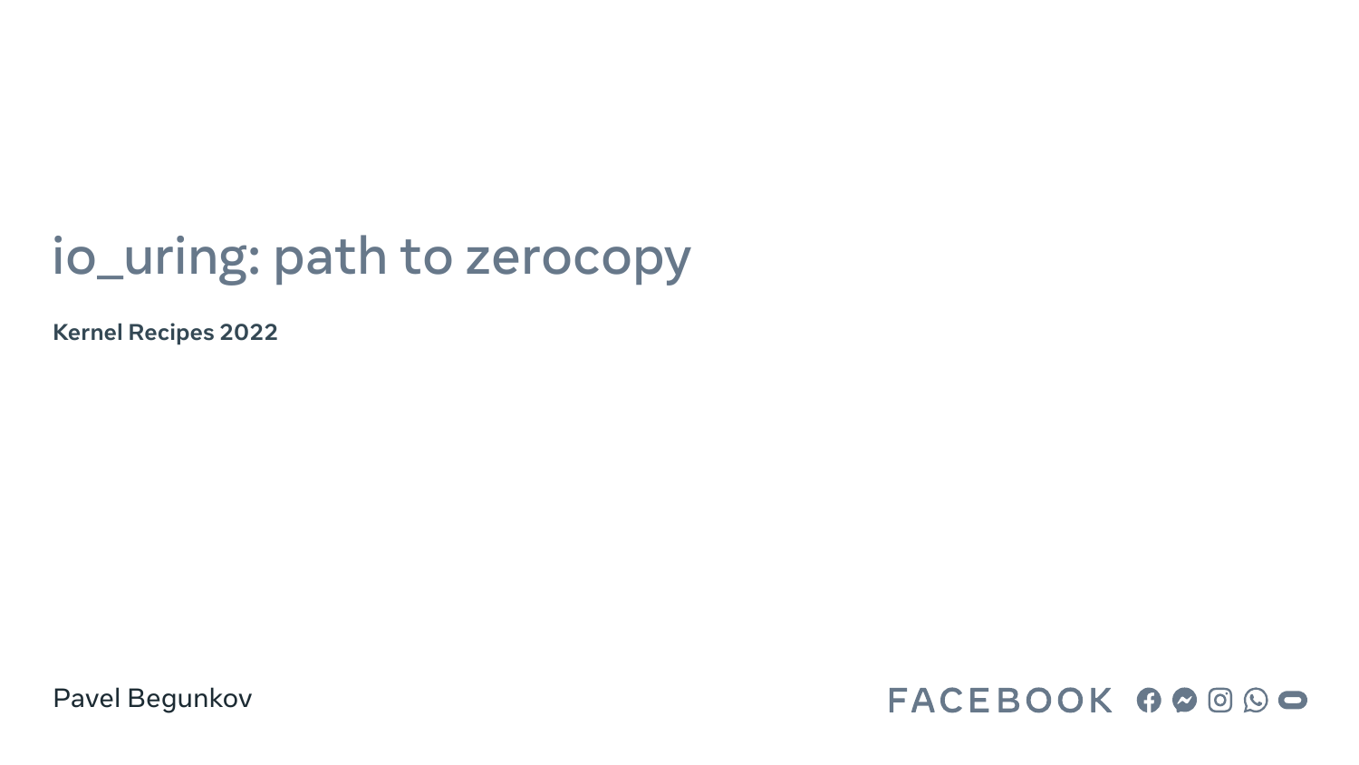# io_uring: path to zerocopy

**Kernel Recipes 2022**

Pavel Begunkov

FACEBOOK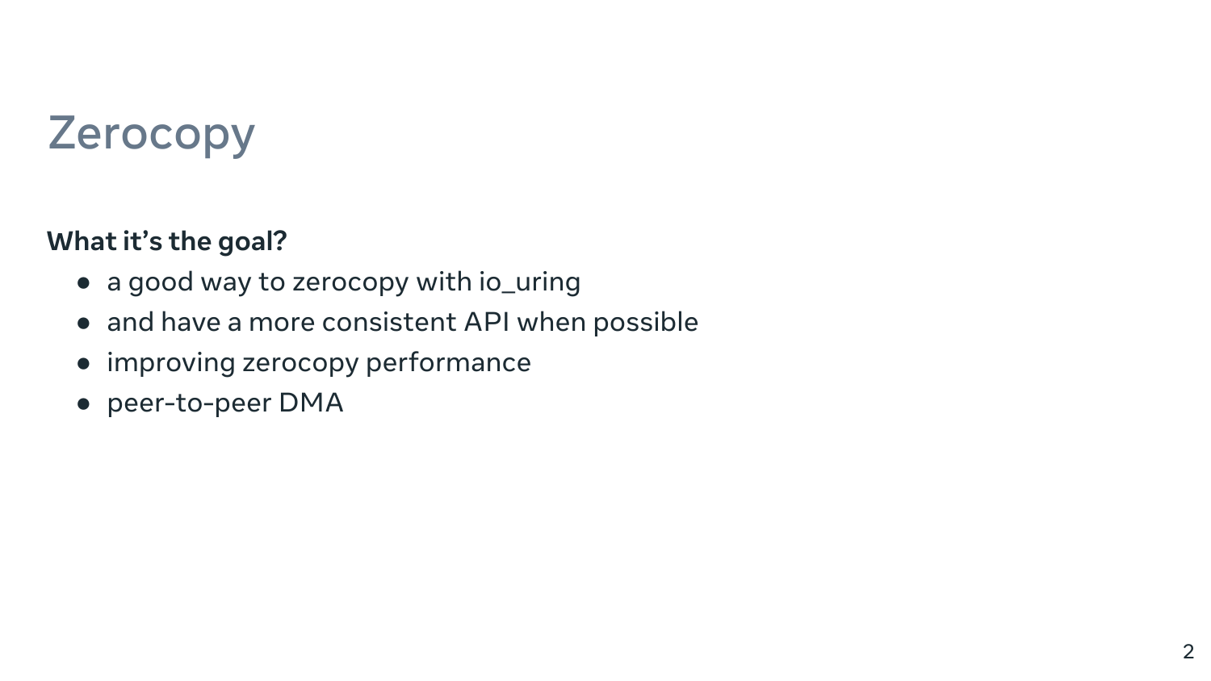# Zerocopy

**What it's the goal?**

- a good way to zerocopy with io_uring
- and have a more consistent API when possible
- improving zerocopy performance
- peer-to-peer DMA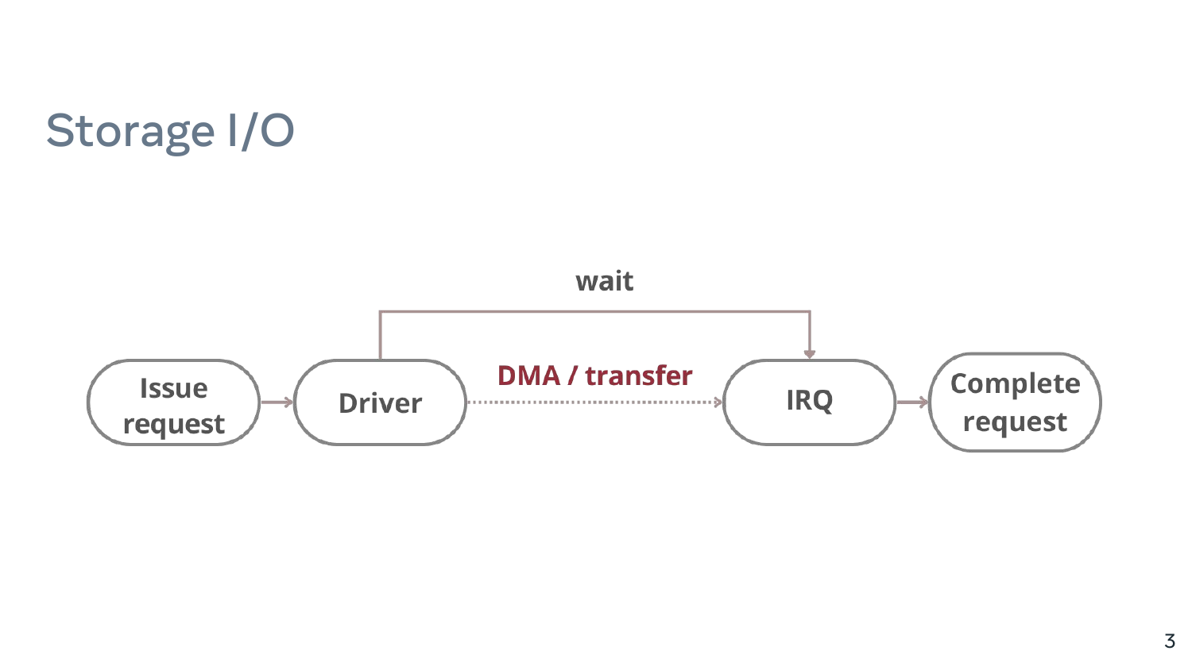# Storage I/O

wait

Issue request → Driver ··· DMA / transfer ···> IRQ → Complete request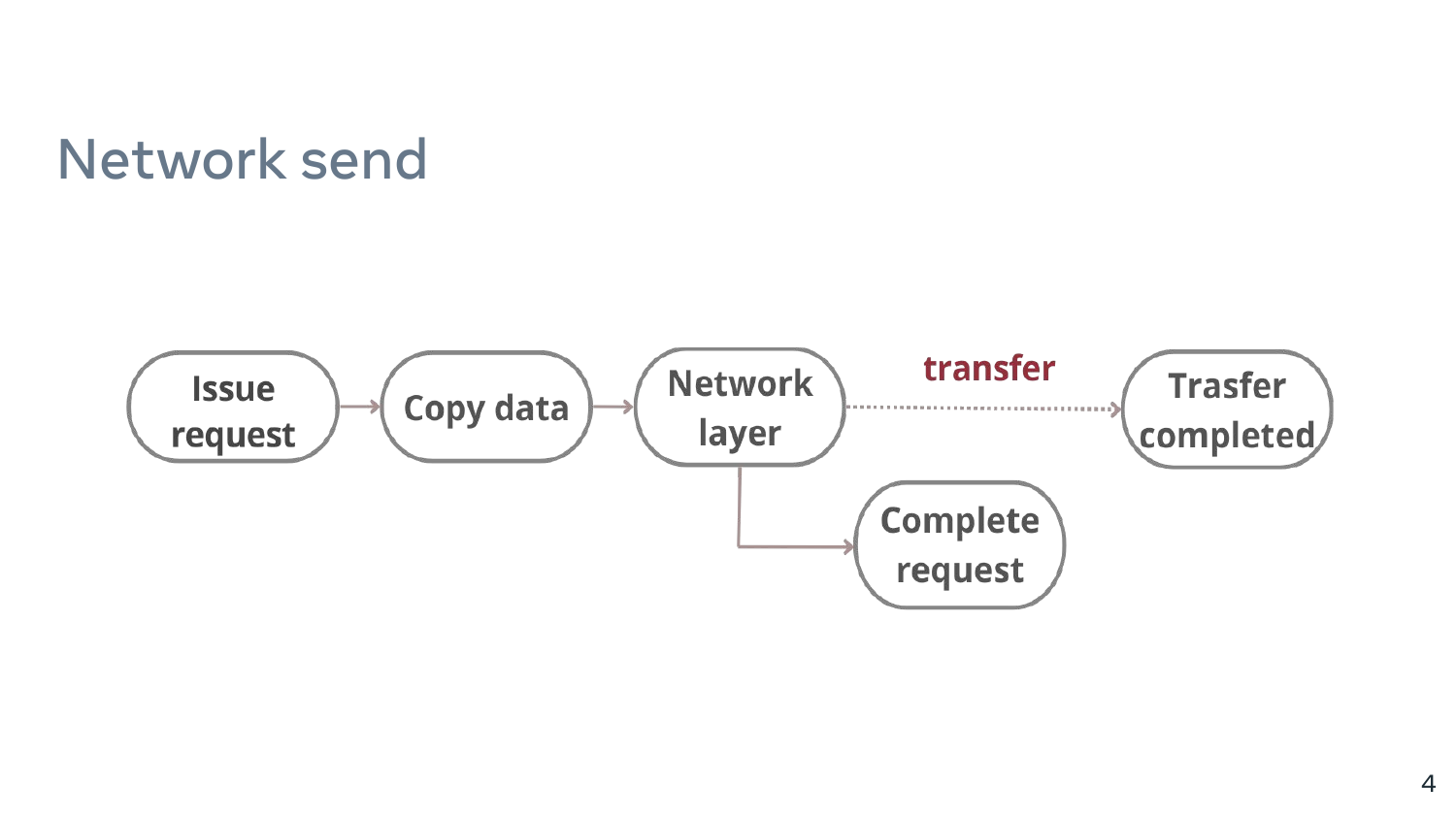# Network send

Issue request → Copy data → Network layer --transfer--> Trasfer completed

Network layer → Complete request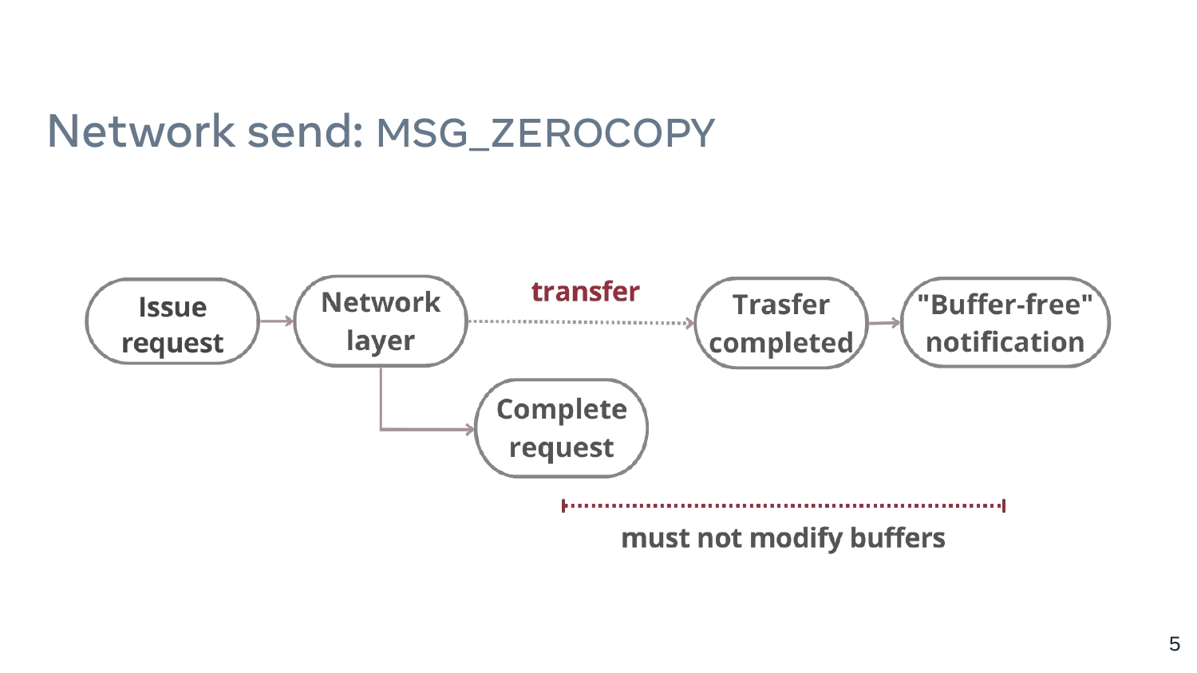# Network send: MSG_ZEROCOPY

Issue request → Network layer → **transfer** → Trasfer completed → "Buffer-free" notification

Network layer → Complete request

must not modify buffers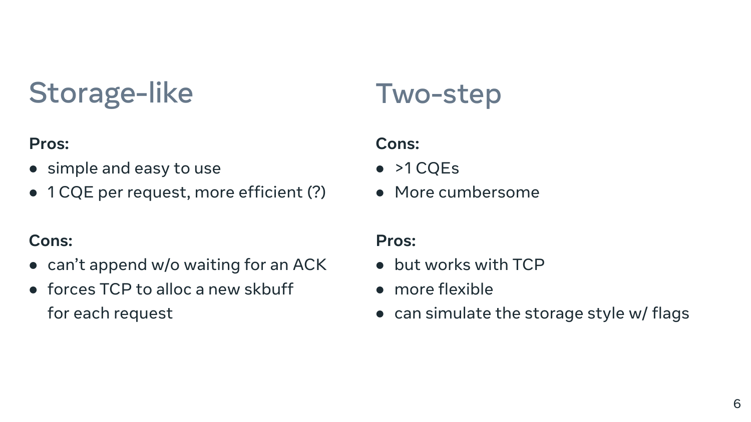## Storage-like

**Pros:**

- simple and easy to use
- 1 CQE per request, more efficient (?)

**Cons:**

- can't append w/o waiting for an ACK
- forces TCP to alloc a new skbuff for each request

## Two-step

**Cons:**

- >1 CQEs
- More cumbersome

**Pros:**

- but works with TCP
- more flexible
- can simulate the storage style w/ flags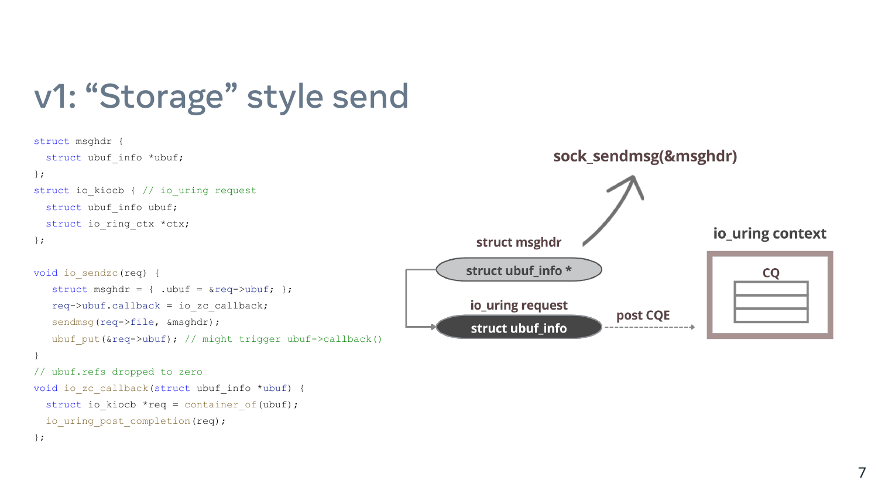# v1: "Storage" style send

```
struct msghdr {
  struct ubuf_info *ubuf;
};
struct io_kiocb { // io_uring request
  struct ubuf_info ubuf;
  struct io_ring_ctx *ctx;
};

void io_sendzc(req) {
   struct msghdr = { .ubuf = &req->ubuf; };
   req->ubuf.callback = io_zc_callback;
   sendmsg(req->file, &msghdr);
   ubuf_put(&req->ubuf); // might trigger ubuf->callback()
}
// ubuf.refs dropped to zero
void io_zc_callback(struct ubuf_info *ubuf) {
  struct io_kiocb *req = container_of(ubuf);
  io_uring_post_completion(req);
};
```

**sock_sendmsg(&msghdr)**

**struct msghdr**

**struct ubuf_info ***

**io_uring request**

**struct ubuf_info**

**post CQE**

**io_uring context**

**CQ**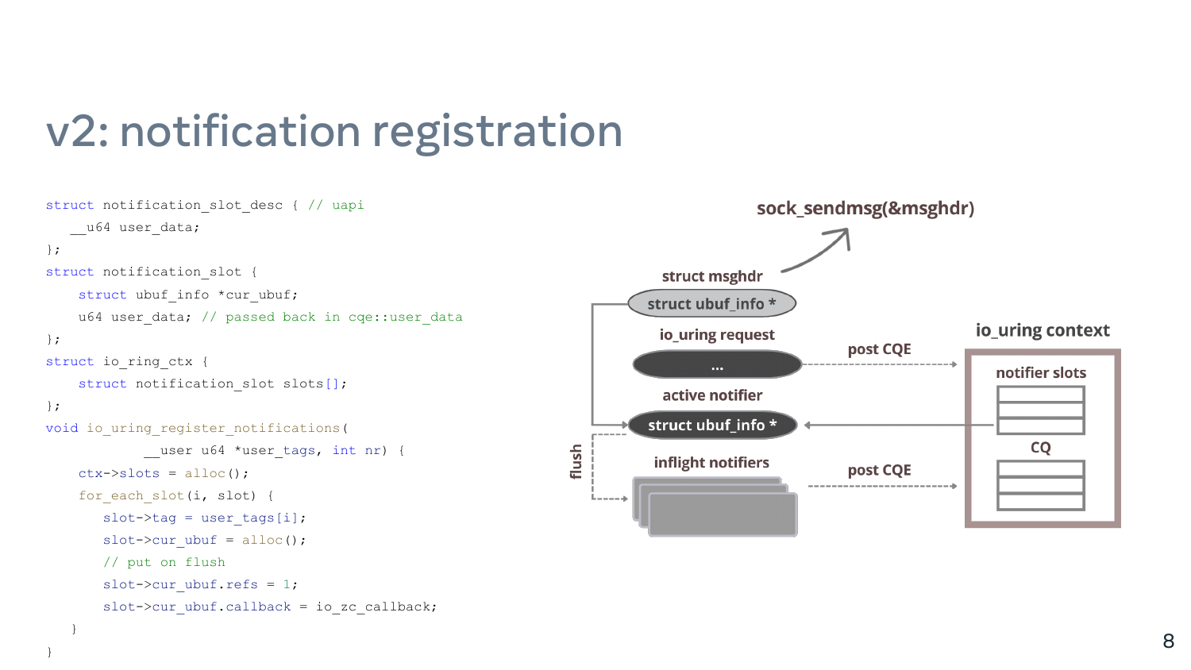# v2: notification registration

```c
struct notification_slot_desc { // uapi
    __u64 user_data;
};
struct notification_slot {
    struct ubuf_info *cur_ubuf;
    u64 user_data; // passed back in cqe::user_data
};
struct io_ring_ctx {
    struct notification_slot slots[];
};
void io_uring_register_notifications(
            __user u64 *user_tags, int nr) {
    ctx->slots = alloc();
    for_each_slot(i, slot) {
        slot->tag = user_tags[i];
        slot->cur_ubuf = alloc();
        // put on flush
        slot->cur_ubuf.refs = 1;
        slot->cur_ubuf.callback = io_zc_callback;
    }
}
```

sock_sendmsg(&msghdr)

struct msghdr

struct ubuf_info *

io_uring request

...

post CQE

io_uring context

notifier slots

active notifier

struct ubuf_info *

flush

CQ

inflight notifiers

post CQE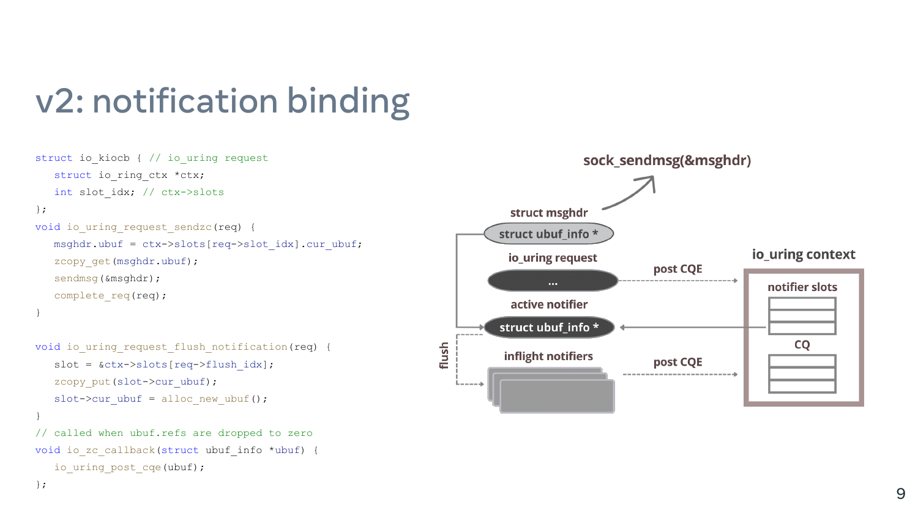# v2: notification binding

```c
struct io_kiocb { // io_uring request
    struct io_ring_ctx *ctx;
    int slot_idx; // ctx->slots
};
void io_uring_request_sendzc(req) {
    msghdr.ubuf = ctx->slots[req->slot_idx].cur_ubuf;
    zcopy_get(msghdr.ubuf);
    sendmsg(&msghdr);
    complete_req(req);
}

void io_uring_request_flush_notification(req) {
    slot = &ctx->slots[req->flush_idx];
    zcopy_put(slot->cur_ubuf);
    slot->cur_ubuf = alloc_new_ubuf();
}
// called when ubuf.refs are dropped to zero
void io_zc_callback(struct ubuf_info *ubuf) {
    io_uring_post_cqe(ubuf);
};
```

sock_sendmsg(&msghdr)

struct msghdr

struct ubuf_info *

io_uring request

...

post CQE

io_uring context

notifier slots

active notifier

struct ubuf_info *

CQ

flush

inflight notifiers

post CQE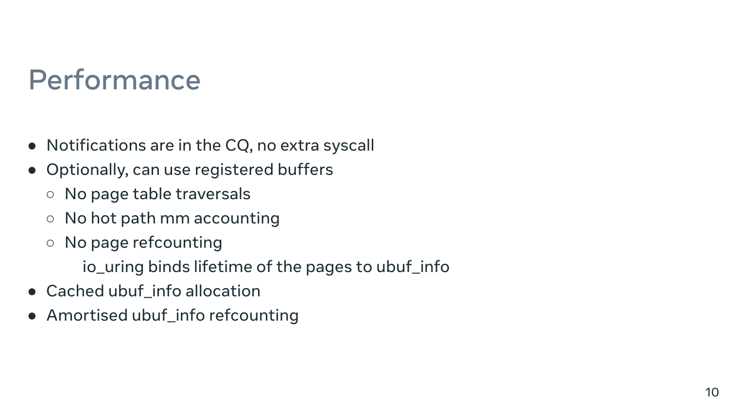# Performance

- Notifications are in the CQ, no extra syscall
- Optionally, can use registered buffers
  - No page table traversals
  - No hot path mm accounting
  - No page refcounting

    io_uring binds lifetime of the pages to ubuf_info
- Cached ubuf_info allocation
- Amortised ubuf_info refcounting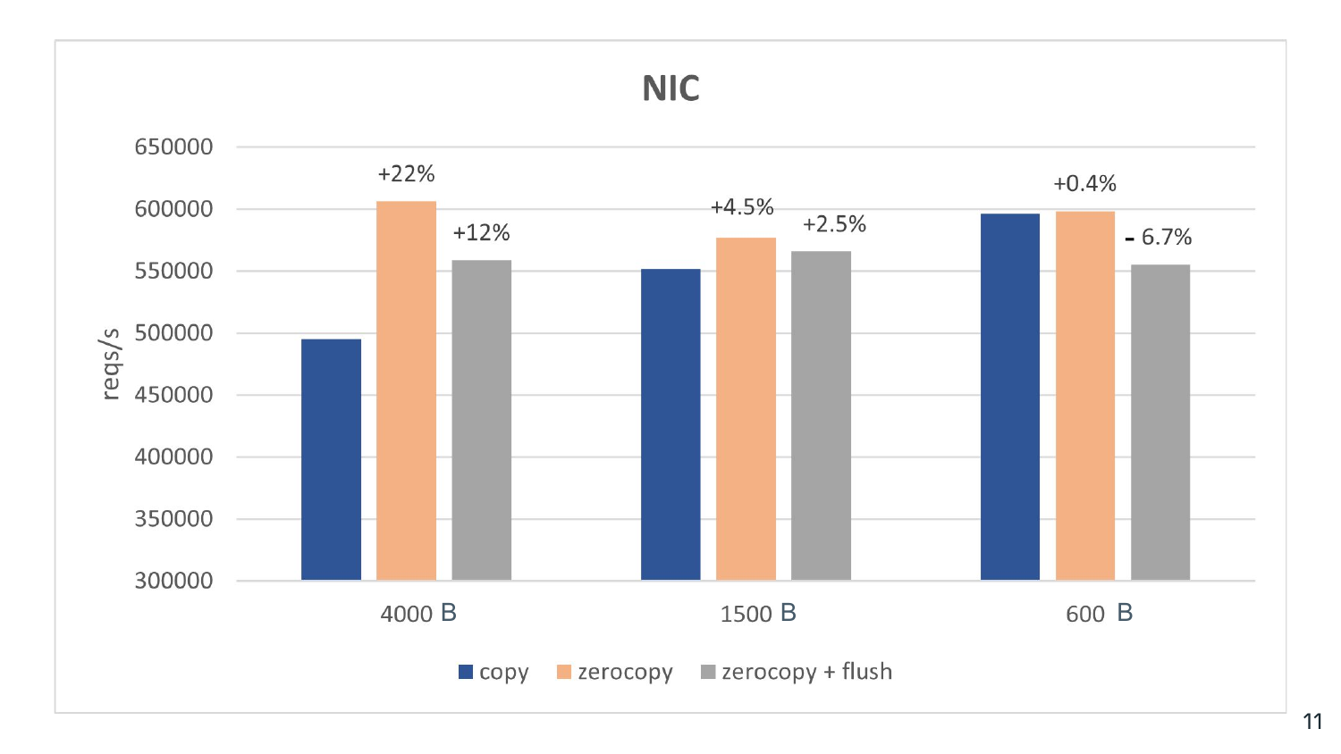# NIC

| reqs/s | copy | zerocopy | zerocopy + flush |
|---|---|---|---|
| 4000 B | | +22% | +12% |
| 1500 B | | +4.5% | +2.5% |
| 600 B | | +0.4% | - 6.7% |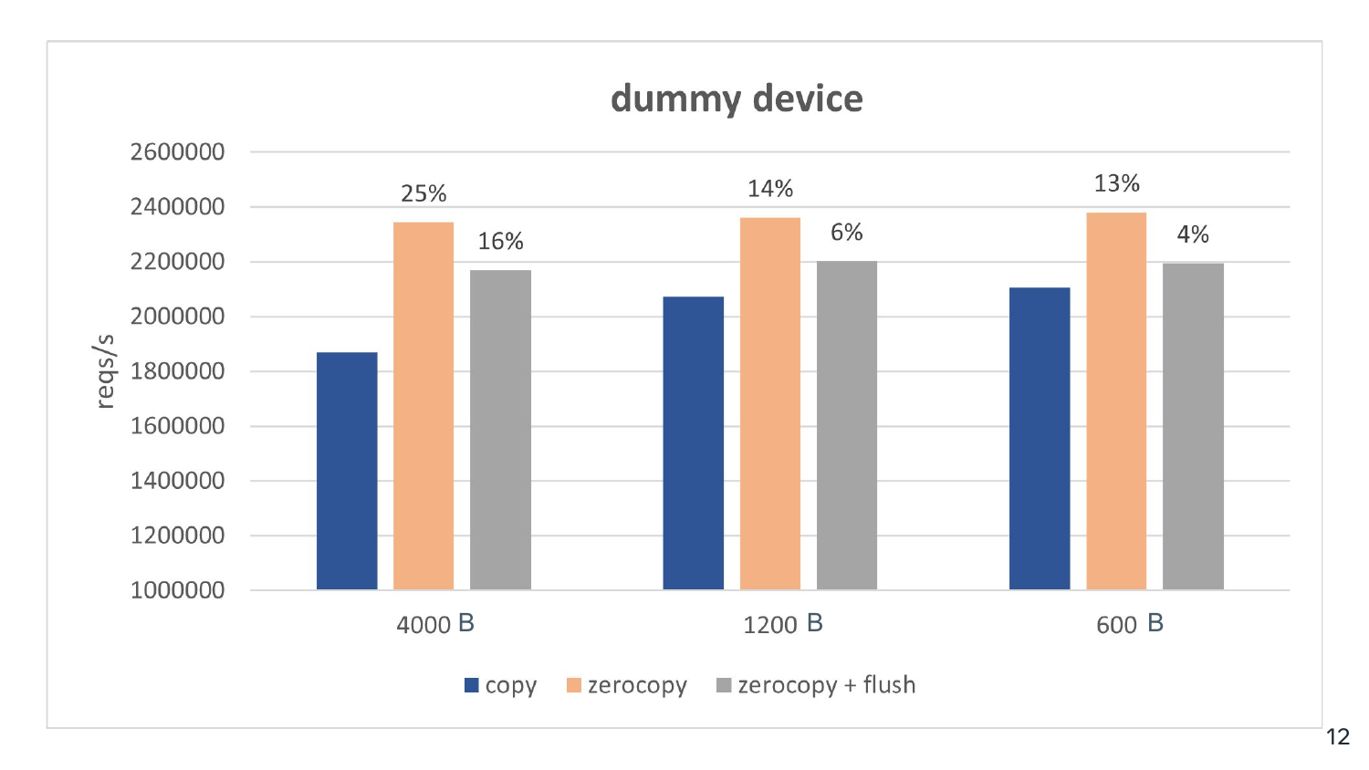# dummy device

| | copy | zerocopy | zerocopy + flush |
|---|---|---|---|
| 4000 B | | 25% | 16% |
| 1200 B | | 14% | 6% |
| 600 B | | 13% | 4% |

reqs/s (y-axis: 1000000 – 2600000)

■ copy ■ zerocopy ■ zerocopy + flush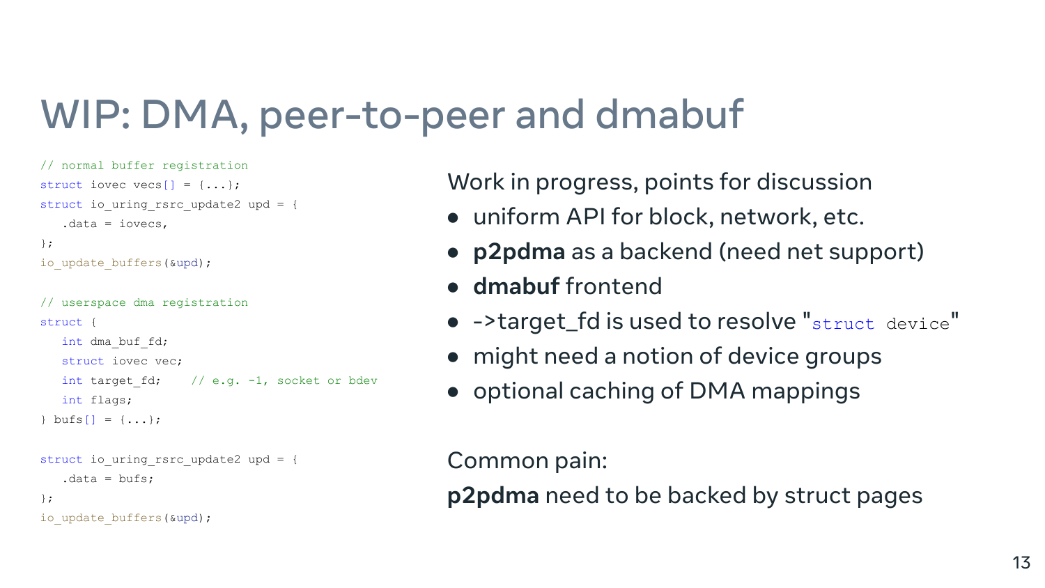# WIP: DMA, peer-to-peer and dmabuf

```
// normal buffer registration
struct iovec vecs[] = {...};
struct io_uring_rsrc_update2 upd = {
   .data = iovecs,
};
io_update_buffers(&upd);

// userspace dma registration
struct {
   int dma_buf_fd;
   struct iovec vec;
   int target_fd;    // e.g. -1, socket or bdev
   int flags;
} bufs[] = {...};

struct io_uring_rsrc_update2 upd = {
   .data = bufs;
};
io_update_buffers(&upd);
```

Work in progress, points for discussion

- uniform API for block, network, etc.
- **p2pdma** as a backend (need net support)
- **dmabuf** frontend
- ->target_fd is used to resolve "`struct device`"
- might need a notion of device groups
- optional caching of DMA mappings

Common pain:

**p2pdma** need to be backed by struct pages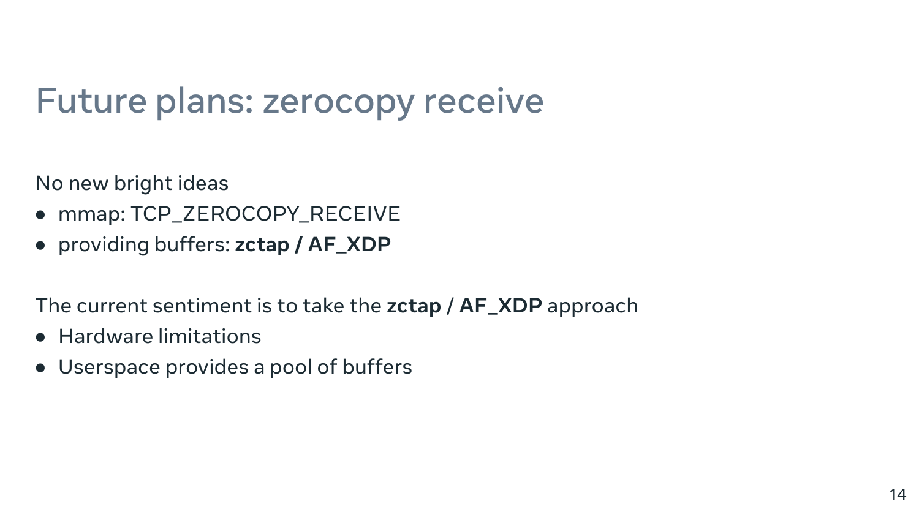# Future plans: zerocopy receive

No new bright ideas

- mmap: TCP_ZEROCOPY_RECEIVE
- providing buffers: **zctap / AF_XDP**

The current sentiment is to take the **zctap** / **AF_XDP** approach

- Hardware limitations
- Userspace provides a pool of buffers